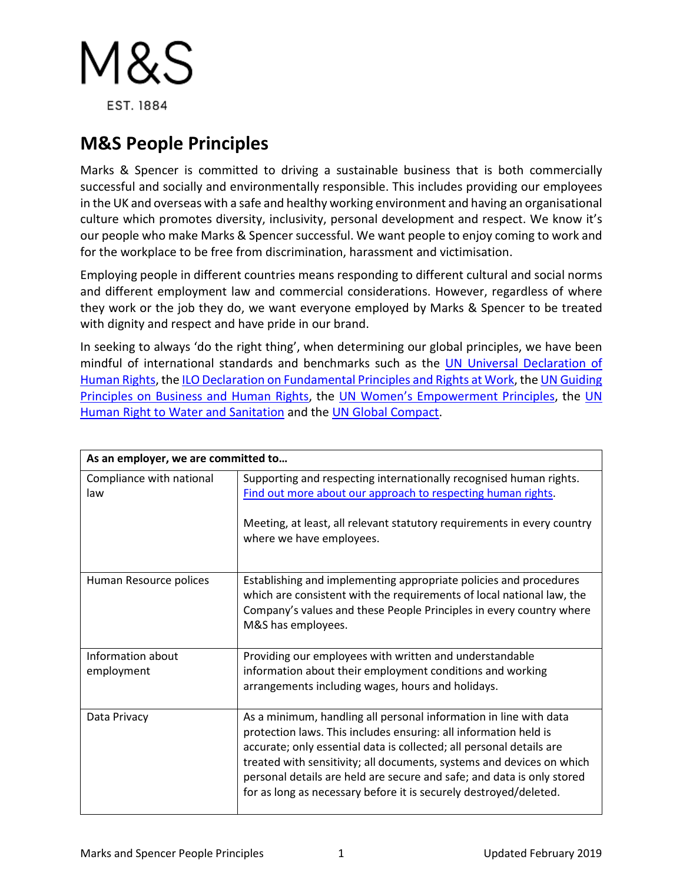M&S

EST. 1884

# M&S People Principles

Marks & Spencer is committed to driving a sustainable business that is both commercially successful and socially and environmentally responsible. This includes providing our employees in the UK and overseas with a safe and healthy working environment and having an organisational culture which promotes diversity, inclusivity, personal development and respect. We know it's our people who make Marks & Spencer successful. We want people to enjoy coming to work and for the workplace to be free from discrimination, harassment and victimisation.

Employing people in different countries means responding to different cultural and social norms and different employment law and commercial considerations. However, regardless of where they work or the job they do, we want everyone employed by Marks & Spencer to be treated with dignity and respect and have pride in our brand.

In seeking to always 'do the right thing', when determining our global principles, we have been mindful of international standards and benchmarks such as the UN Universal Declaration of Human Rights, the ILO Declaration on Fundamental Principles and Rights at Work, the UN Guiding Principles on Business and Human Rights, the UN Women's Empowerment Principles, the UN Human Right to Water and Sanitation and the UN Global Compact.

| **As an employer, we are committed to…** | |
|---|---|
| Compliance with national law | Supporting and respecting internationally recognised human rights. Find out more about our approach to respecting human rights.<br><br>Meeting, at least, all relevant statutory requirements in every country where we have employees. |
| Human Resource polices | Establishing and implementing appropriate policies and procedures which are consistent with the requirements of local national law, the Company's values and these People Principles in every country where M&S has employees. |
| Information about employment | Providing our employees with written and understandable information about their employment conditions and working arrangements including wages, hours and holidays. |
| Data Privacy | As a minimum, handling all personal information in line with data protection laws. This includes ensuring: all information held is accurate; only essential data is collected; all personal details are treated with sensitivity; all documents, systems and devices on which personal details are held are secure and safe; and data is only stored for as long as necessary before it is securely destroyed/deleted. |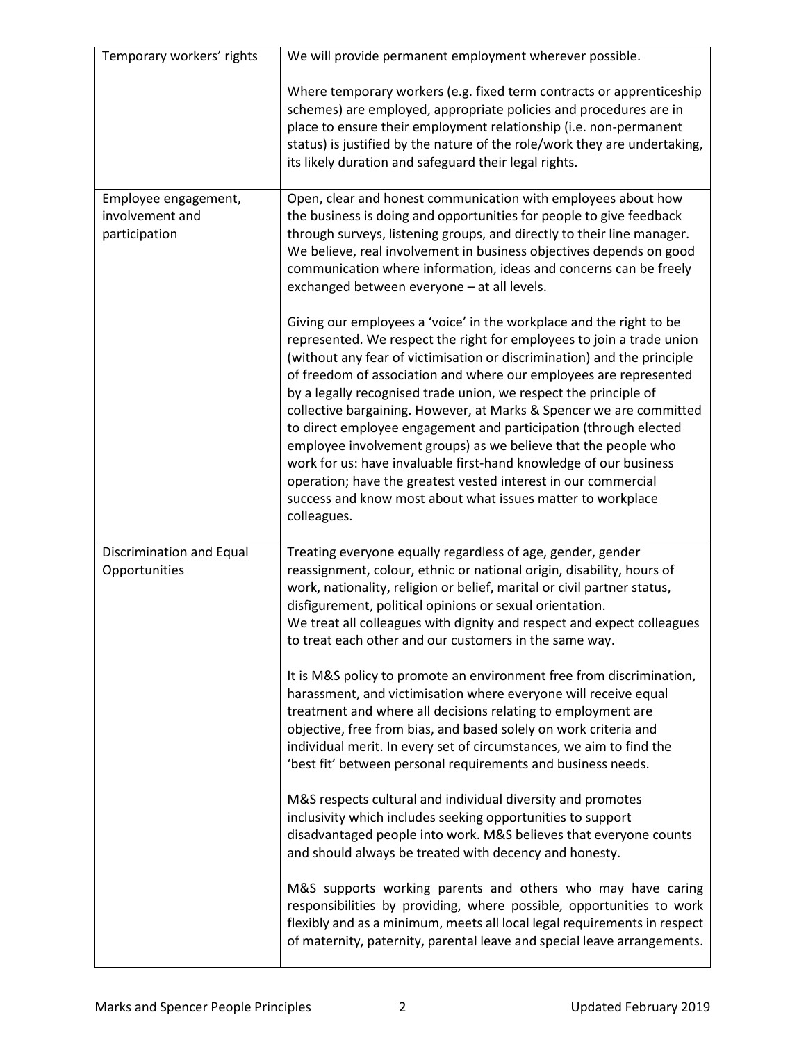| | |
|---|---|
| Temporary workers' rights | We will provide permanent employment wherever possible.<br><br>Where temporary workers (e.g. fixed term contracts or apprenticeship schemes) are employed, appropriate policies and procedures are in place to ensure their employment relationship (i.e. non-permanent status) is justified by the nature of the role/work they are undertaking, its likely duration and safeguard their legal rights. |
| Employee engagement, involvement and participation | Open, clear and honest communication with employees about how the business is doing and opportunities for people to give feedback through surveys, listening groups, and directly to their line manager. We believe, real involvement in business objectives depends on good communication where information, ideas and concerns can be freely exchanged between everyone – at all levels.<br><br>Giving our employees a 'voice' in the workplace and the right to be represented. We respect the right for employees to join a trade union (without any fear of victimisation or discrimination) and the principle of freedom of association and where our employees are represented by a legally recognised trade union, we respect the principle of collective bargaining. However, at Marks & Spencer we are committed to direct employee engagement and participation (through elected employee involvement groups) as we believe that the people who work for us: have invaluable first-hand knowledge of our business operation; have the greatest vested interest in our commercial success and know most about what issues matter to workplace colleagues. |
| Discrimination and Equal Opportunities | Treating everyone equally regardless of age, gender, gender reassignment, colour, ethnic or national origin, disability, hours of work, nationality, religion or belief, marital or civil partner status, disfigurement, political opinions or sexual orientation.<br>We treat all colleagues with dignity and respect and expect colleagues to treat each other and our customers in the same way.<br><br>It is M&S policy to promote an environment free from discrimination, harassment, and victimisation where everyone will receive equal treatment and where all decisions relating to employment are objective, free from bias, and based solely on work criteria and individual merit. In every set of circumstances, we aim to find the 'best fit' between personal requirements and business needs.<br><br>M&S respects cultural and individual diversity and promotes inclusivity which includes seeking opportunities to support disadvantaged people into work. M&S believes that everyone counts and should always be treated with decency and honesty.<br><br>M&S supports working parents and others who may have caring responsibilities by providing, where possible, opportunities to work flexibly and as a minimum, meets all local legal requirements in respect of maternity, paternity, parental leave and special leave arrangements. |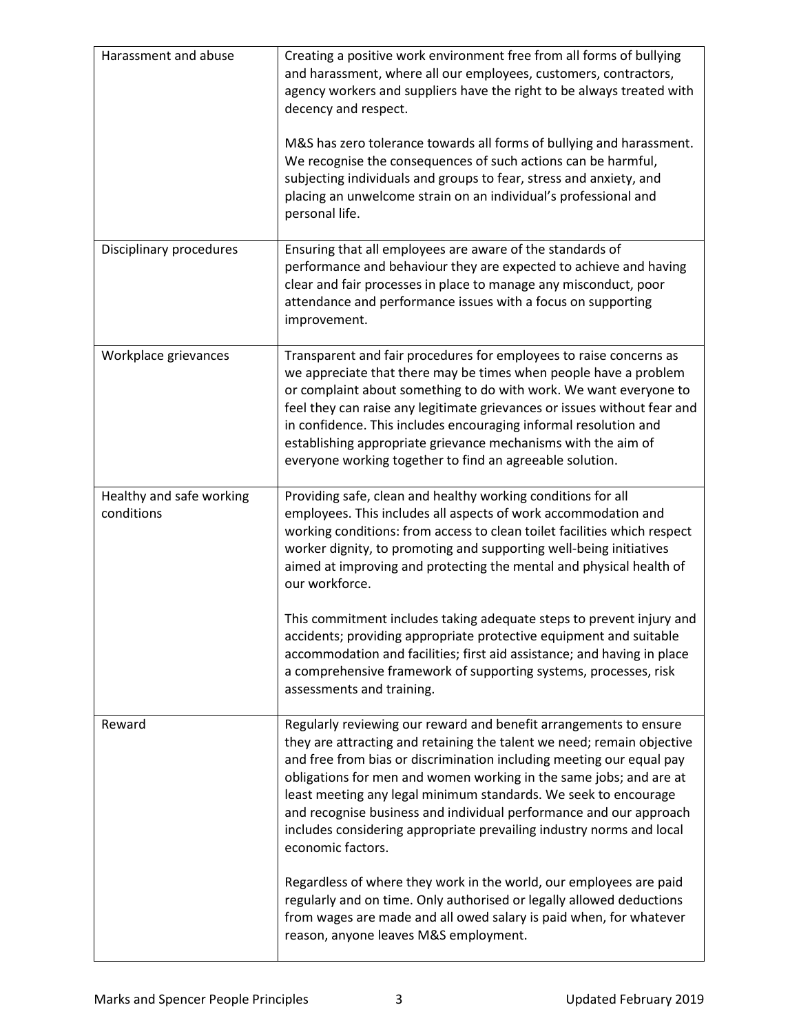| | |
|---|---|
| Harassment and abuse | Creating a positive work environment free from all forms of bullying and harassment, where all our employees, customers, contractors, agency workers and suppliers have the right to be always treated with decency and respect.<br><br>M&S has zero tolerance towards all forms of bullying and harassment. We recognise the consequences of such actions can be harmful, subjecting individuals and groups to fear, stress and anxiety, and placing an unwelcome strain on an individual's professional and personal life. |
| Disciplinary procedures | Ensuring that all employees are aware of the standards of performance and behaviour they are expected to achieve and having clear and fair processes in place to manage any misconduct, poor attendance and performance issues with a focus on supporting improvement. |
| Workplace grievances | Transparent and fair procedures for employees to raise concerns as we appreciate that there may be times when people have a problem or complaint about something to do with work. We want everyone to feel they can raise any legitimate grievances or issues without fear and in confidence. This includes encouraging informal resolution and establishing appropriate grievance mechanisms with the aim of everyone working together to find an agreeable solution. |
| Healthy and safe working conditions | Providing safe, clean and healthy working conditions for all employees. This includes all aspects of work accommodation and working conditions: from access to clean toilet facilities which respect worker dignity, to promoting and supporting well-being initiatives aimed at improving and protecting the mental and physical health of our workforce.<br><br>This commitment includes taking adequate steps to prevent injury and accidents; providing appropriate protective equipment and suitable accommodation and facilities; first aid assistance; and having in place a comprehensive framework of supporting systems, processes, risk assessments and training. |
| Reward | Regularly reviewing our reward and benefit arrangements to ensure they are attracting and retaining the talent we need; remain objective and free from bias or discrimination including meeting our equal pay obligations for men and women working in the same jobs; and are at least meeting any legal minimum standards. We seek to encourage and recognise business and individual performance and our approach includes considering appropriate prevailing industry norms and local economic factors.<br><br>Regardless of where they work in the world, our employees are paid regularly and on time. Only authorised or legally allowed deductions from wages are made and all owed salary is paid when, for whatever reason, anyone leaves M&S employment. |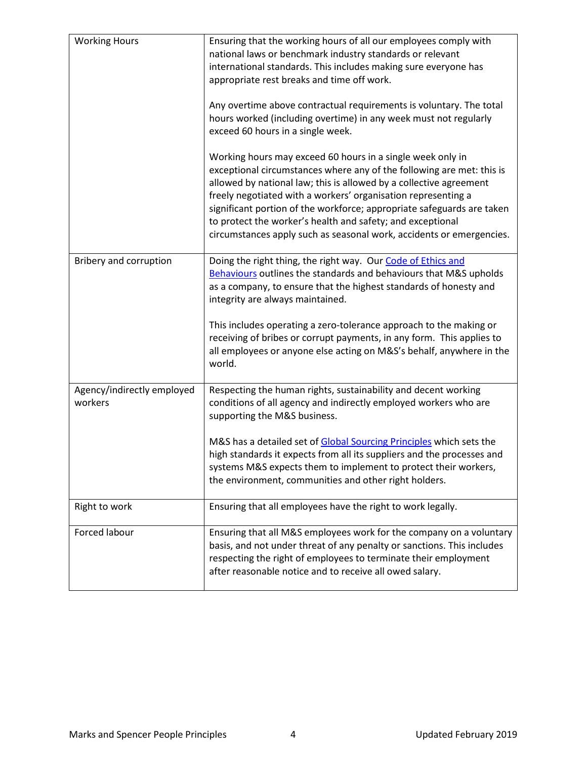| | |
|---|---|
| Working Hours | Ensuring that the working hours of all our employees comply with national laws or benchmark industry standards or relevant international standards. This includes making sure everyone has appropriate rest breaks and time off work.<br><br>Any overtime above contractual requirements is voluntary. The total hours worked (including overtime) in any week must not regularly exceed 60 hours in a single week.<br><br>Working hours may exceed 60 hours in a single week only in exceptional circumstances where any of the following are met: this is allowed by national law; this is allowed by a collective agreement freely negotiated with a workers' organisation representing a significant portion of the workforce; appropriate safeguards are taken to protect the worker's health and safety; and exceptional circumstances apply such as seasonal work, accidents or emergencies. |
| Bribery and corruption | Doing the right thing, the right way. Our Code of Ethics and Behaviours outlines the standards and behaviours that M&S upholds as a company, to ensure that the highest standards of honesty and integrity are always maintained.<br><br>This includes operating a zero-tolerance approach to the making or receiving of bribes or corrupt payments, in any form. This applies to all employees or anyone else acting on M&S's behalf, anywhere in the world. |
| Agency/indirectly employed workers | Respecting the human rights, sustainability and decent working conditions of all agency and indirectly employed workers who are supporting the M&S business.<br><br>M&S has a detailed set of Global Sourcing Principles which sets the high standards it expects from all its suppliers and the processes and systems M&S expects them to implement to protect their workers, the environment, communities and other right holders. |
| Right to work | Ensuring that all employees have the right to work legally. |
| Forced labour | Ensuring that all M&S employees work for the company on a voluntary basis, and not under threat of any penalty or sanctions. This includes respecting the right of employees to terminate their employment after reasonable notice and to receive all owed salary. |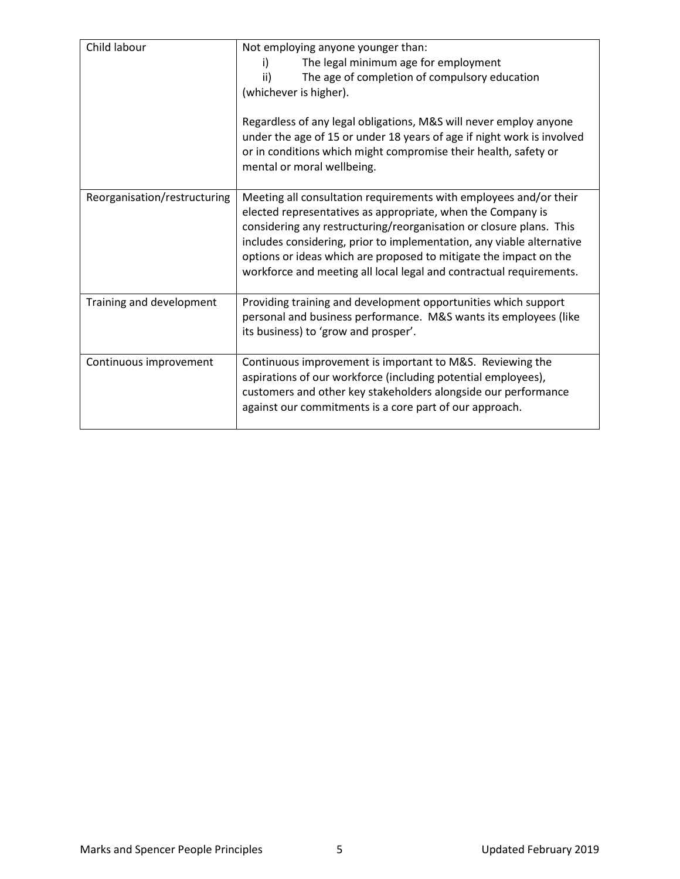| | |
|---|---|
| Child labour | Not employing anyone younger than:<br>i) The legal minimum age for employment<br>ii) The age of completion of compulsory education<br>(whichever is higher).<br><br>Regardless of any legal obligations, M&S will never employ anyone under the age of 15 or under 18 years of age if night work is involved or in conditions which might compromise their health, safety or mental or moral wellbeing. |
| Reorganisation/restructuring | Meeting all consultation requirements with employees and/or their elected representatives as appropriate, when the Company is considering any restructuring/reorganisation or closure plans. This includes considering, prior to implementation, any viable alternative options or ideas which are proposed to mitigate the impact on the workforce and meeting all local legal and contractual requirements. |
| Training and development | Providing training and development opportunities which support personal and business performance. M&S wants its employees (like its business) to 'grow and prosper'. |
| Continuous improvement | Continuous improvement is important to M&S. Reviewing the aspirations of our workforce (including potential employees), customers and other key stakeholders alongside our performance against our commitments is a core part of our approach. |